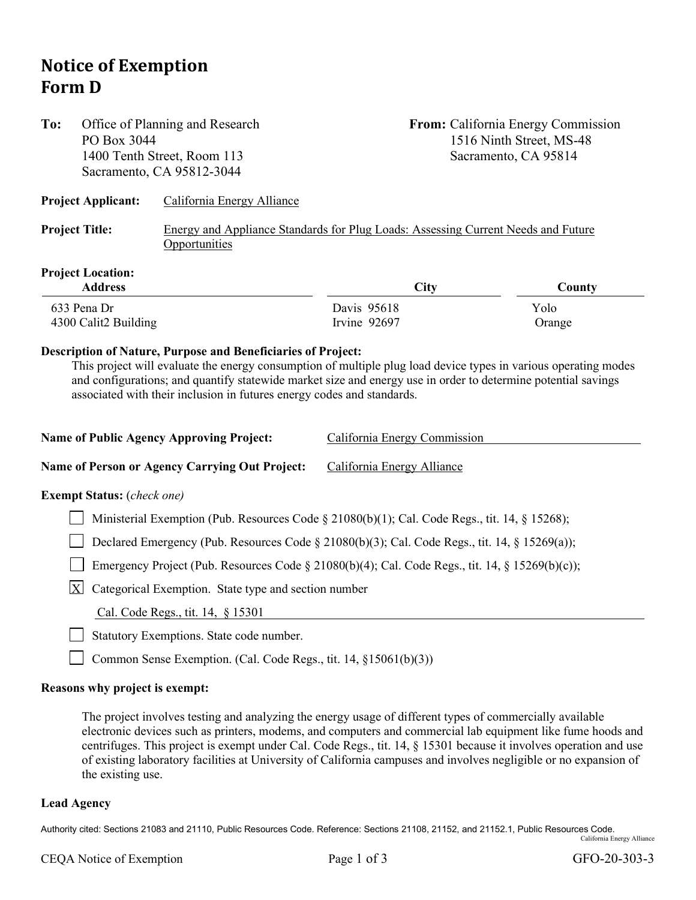# Notice of Exemption
# Form D

**To:** Office of Planning and Research
PO Box 3044
1400 Tenth Street, Room 113
Sacramento, CA 95812-3044

**From:** California Energy Commission
1516 Ninth Street, MS-48
Sacramento, CA 95814

**Project Applicant:** California Energy Alliance

**Project Title:** Energy and Appliance Standards for Plug Loads: Assessing Current Needs and Future Opportunities

**Project Location:**

| Address | City | County |
|---|---|---|
| 633 Pena Dr | Davis 95618 | Yolo |
| 4300 Calit2 Building | Irvine 92697 | Orange |

**Description of Nature, Purpose and Beneficiaries of Project:**

This project will evaluate the energy consumption of multiple plug load device types in various operating modes and configurations; and quantify statewide market size and energy use in order to determine potential savings associated with their inclusion in futures energy codes and standards.

**Name of Public Agency Approving Project:** California Energy Commission

**Name of Person or Agency Carrying Out Project:** California Energy Alliance

**Exempt Status:** *(check one)*

- [ ] Ministerial Exemption (Pub. Resources Code § 21080(b)(1); Cal. Code Regs., tit. 14, § 15268);
- [ ] Declared Emergency (Pub. Resources Code § 21080(b)(3); Cal. Code Regs., tit. 14, § 15269(a));
- [ ] Emergency Project (Pub. Resources Code § 21080(b)(4); Cal. Code Regs., tit. 14, § 15269(b)(c));
- [X] Categorical Exemption. State type and section number
  Cal. Code Regs., tit. 14, § 15301
- [ ] Statutory Exemptions. State code number.
- [ ] Common Sense Exemption. (Cal. Code Regs., tit. 14, §15061(b)(3))

**Reasons why project is exempt:**

The project involves testing and analyzing the energy usage of different types of commercially available electronic devices such as printers, modems, and computers and commercial lab equipment like fume hoods and centrifuges. This project is exempt under Cal. Code Regs., tit. 14, § 15301 because it involves operation and use of existing laboratory facilities at University of California campuses and involves negligible or no expansion of the existing use.

**Lead Agency**

Authority cited: Sections 21083 and 21110, Public Resources Code. Reference: Sections 21108, 21152, and 21152.1, Public Resources Code.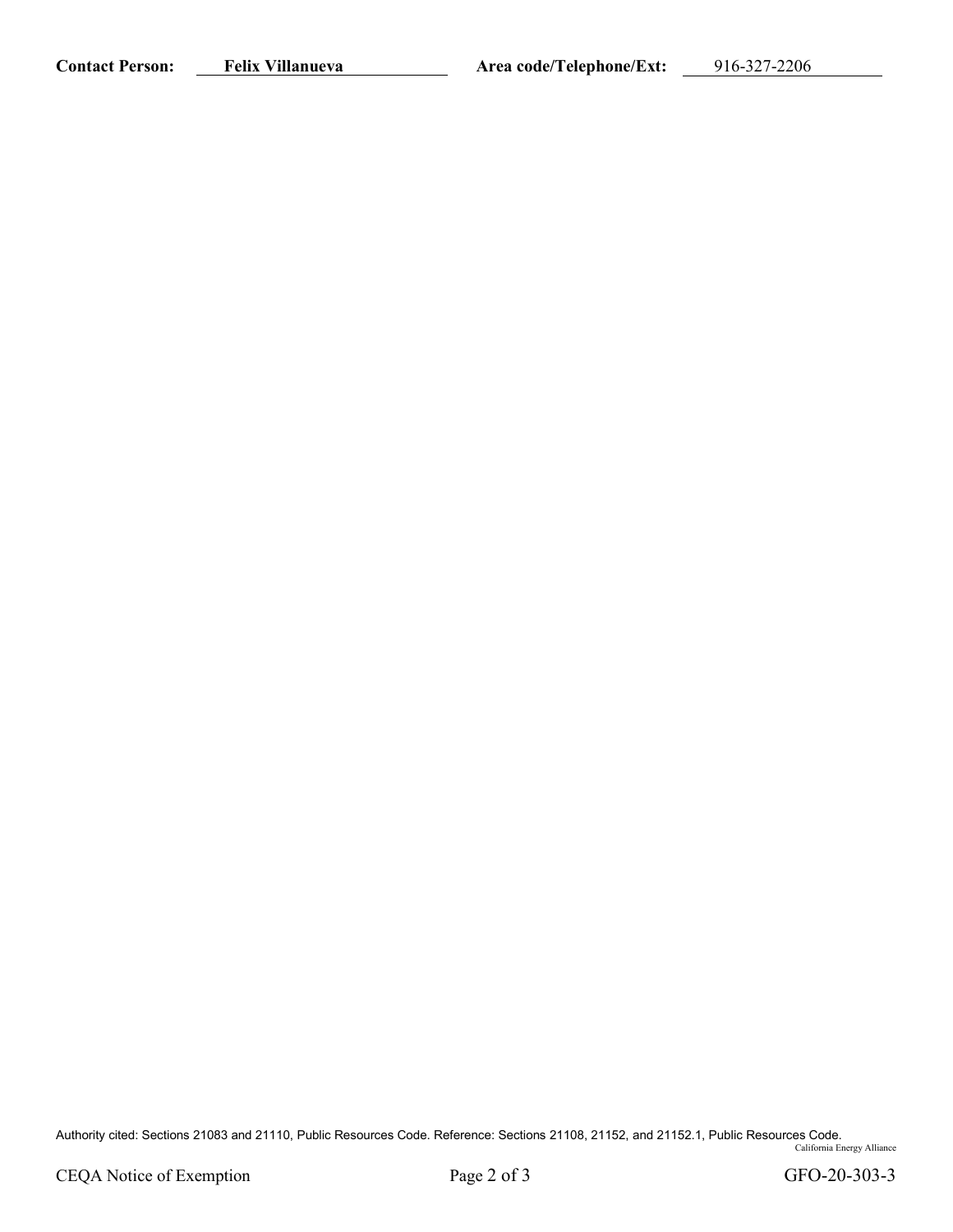**Contact Person:** Felix Villanueva **Area code/Telephone/Ext:** 916-327-2206

Authority cited: Sections 21083 and 21110, Public Resources Code. Reference: Sections 21108, 21152, and 21152.1, Public Resources Code.

California Energy Alliance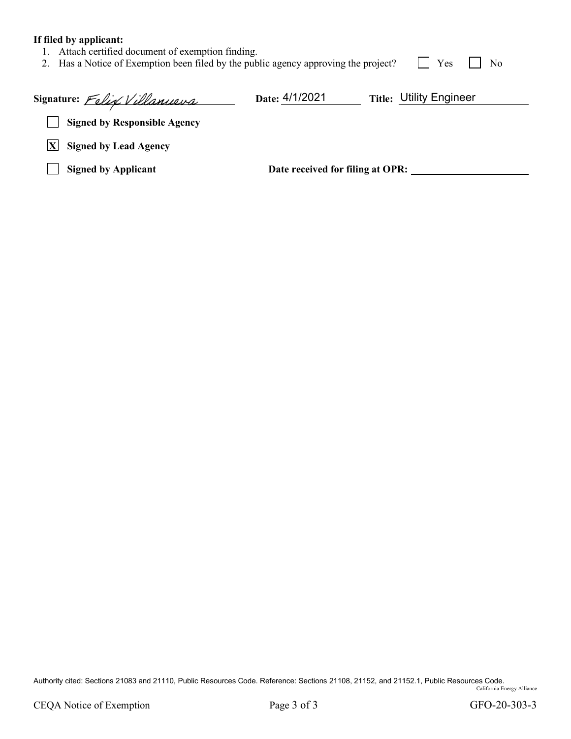**If filed by applicant:**

1. Attach certified document of exemption finding.
2. Has a Notice of Exemption been filed by the public agency approving the project? ☐ Yes ☐ No

**Signature:** *Felix Villanueva* **Date:** 4/1/2021 **Title:** Utility Engineer

☐ **Signed by Responsible Agency**

☒ **Signed by Lead Agency**

☐ **Signed by Applicant** **Date received for filing at OPR:** \_\_\_\_\_\_\_\_\_\_\_\_\_\_\_\_\_\_\_\_

Authority cited: Sections 21083 and 21110, Public Resources Code. Reference: Sections 21108, 21152, and 21152.1, Public Resources Code.

California Energy Alliance